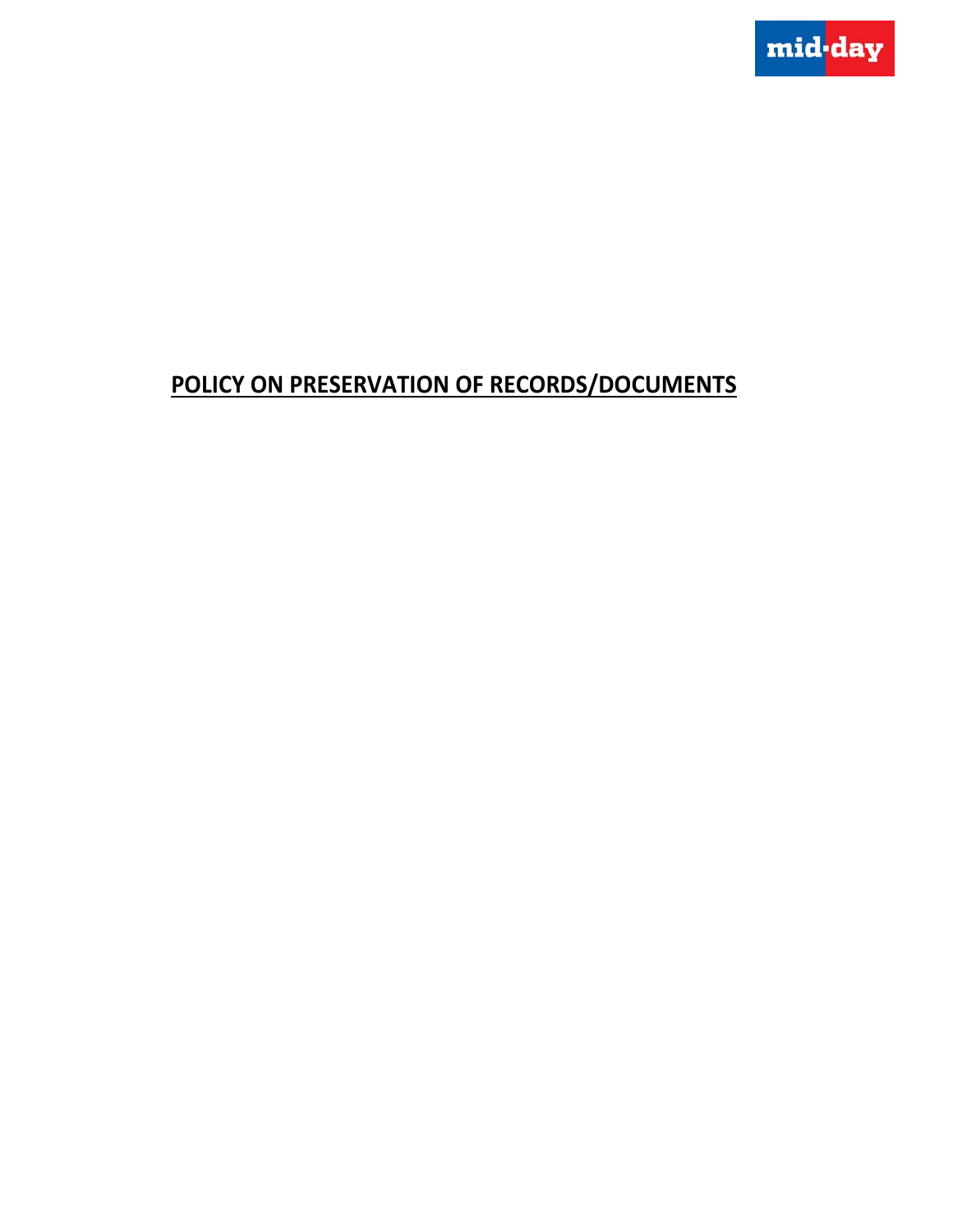# POLICY ON PRESERVATION OF RECORDS/DOCUMENTS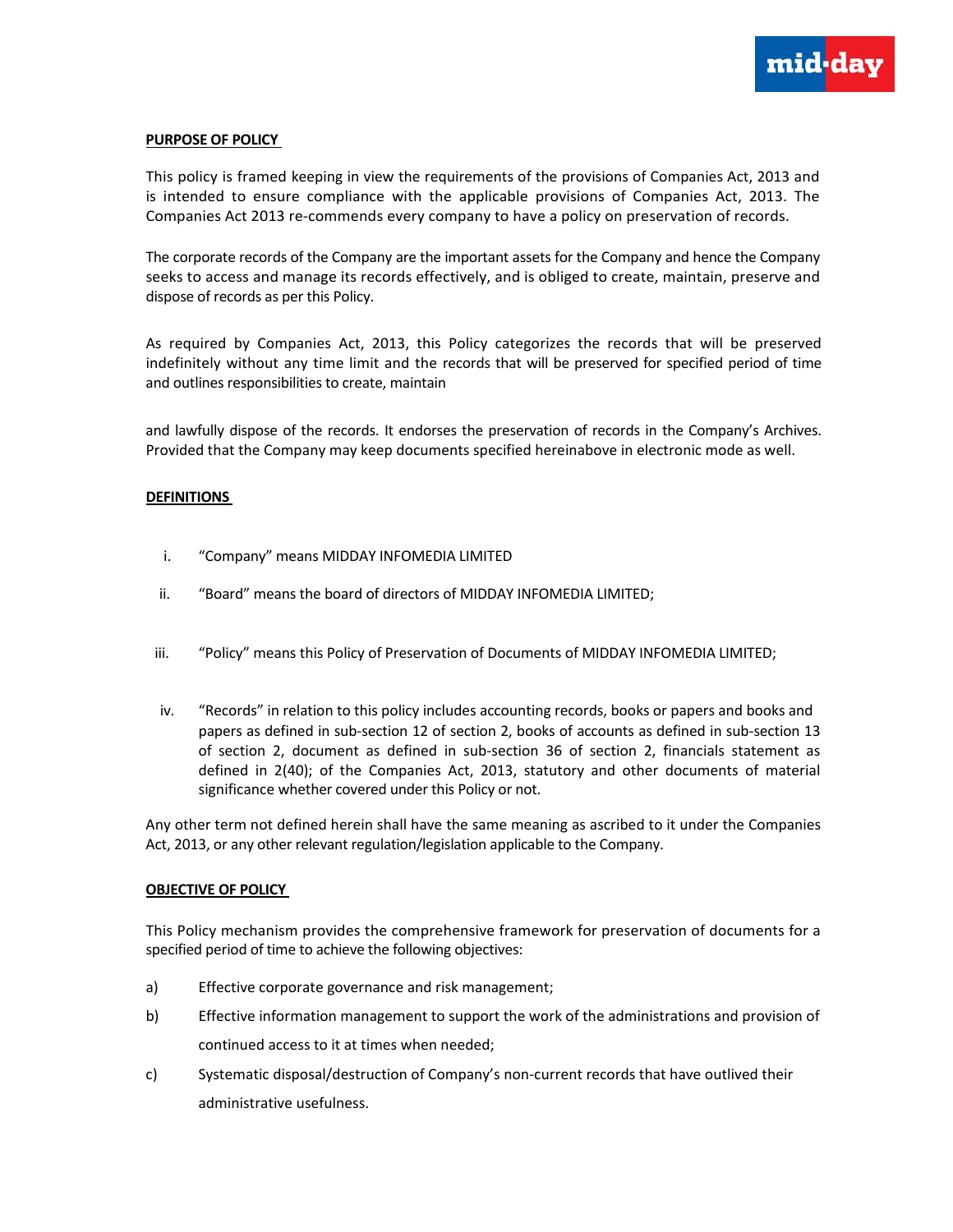**PURPOSE OF POLICY**

This policy is framed keeping in view the requirements of the provisions of Companies Act, 2013 and is intended to ensure compliance with the applicable provisions of Companies Act, 2013. The Companies Act 2013 re-commends every company to have a policy on preservation of records.

The corporate records of the Company are the important assets for the Company and hence the Company seeks to access and manage its records effectively, and is obliged to create, maintain, preserve and dispose of records as per this Policy.

As required by Companies Act, 2013, this Policy categorizes the records that will be preserved indefinitely without any time limit and the records that will be preserved for specified period of time and outlines responsibilities to create, maintain

and lawfully dispose of the records. It endorses the preservation of records in the Company's Archives. Provided that the Company may keep documents specified hereinabove in electronic mode as well.

**DEFINITIONS**

i. "Company" means MIDDAY INFOMEDIA LIMITED

ii. "Board" means the board of directors of MIDDAY INFOMEDIA LIMITED;

iii. "Policy" means this Policy of Preservation of Documents of MIDDAY INFOMEDIA LIMITED;

iv. "Records" in relation to this policy includes accounting records, books or papers and books and papers as defined in sub-section 12 of section 2, books of accounts as defined in sub-section 13 of section 2, document as defined in sub-section 36 of section 2, financials statement as defined in 2(40); of the Companies Act, 2013, statutory and other documents of material significance whether covered under this Policy or not.

Any other term not defined herein shall have the same meaning as ascribed to it under the Companies Act, 2013, or any other relevant regulation/legislation applicable to the Company.

**OBJECTIVE OF POLICY**

This Policy mechanism provides the comprehensive framework for preservation of documents for a specified period of time to achieve the following objectives:

a) Effective corporate governance and risk management;

b) Effective information management to support the work of the administrations and provision of continued access to it at times when needed;

c) Systematic disposal/destruction of Company's non-current records that have outlived their administrative usefulness.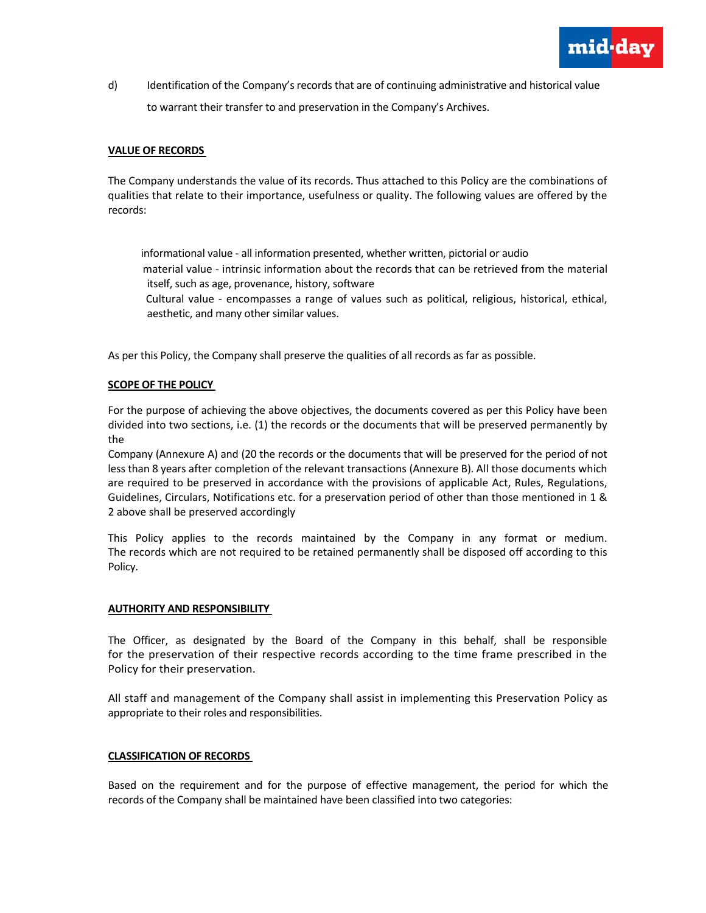d) Identification of the Company's records that are of continuing administrative and historical value to warrant their transfer to and preservation in the Company's Archives.

**VALUE OF RECORDS**

The Company understands the value of its records. Thus attached to this Policy are the combinations of qualities that relate to their importance, usefulness or quality. The following values are offered by the records:

informational value - all information presented, whether written, pictorial or audio

material value - intrinsic information about the records that can be retrieved from the material itself, such as age, provenance, history, software

Cultural value - encompasses a range of values such as political, religious, historical, ethical, aesthetic, and many other similar values.

As per this Policy, the Company shall preserve the qualities of all records as far as possible.

**SCOPE OF THE POLICY**

For the purpose of achieving the above objectives, the documents covered as per this Policy have been divided into two sections, i.e. (1) the records or the documents that will be preserved permanently by the
Company (Annexure A) and (20 the records or the documents that will be preserved for the period of not less than 8 years after completion of the relevant transactions (Annexure B). All those documents which are required to be preserved in accordance with the provisions of applicable Act, Rules, Regulations, Guidelines, Circulars, Notifications etc. for a preservation period of other than those mentioned in 1 & 2 above shall be preserved accordingly

This Policy applies to the records maintained by the Company in any format or medium. The records which are not required to be retained permanently shall be disposed off according to this Policy.

**AUTHORITY AND RESPONSIBILITY**

The Officer, as designated by the Board of the Company in this behalf, shall be responsible for the preservation of their respective records according to the time frame prescribed in the Policy for their preservation.

All staff and management of the Company shall assist in implementing this Preservation Policy as appropriate to their roles and responsibilities.

**CLASSIFICATION OF RECORDS**

Based on the requirement and for the purpose of effective management, the period for which the records of the Company shall be maintained have been classified into two categories: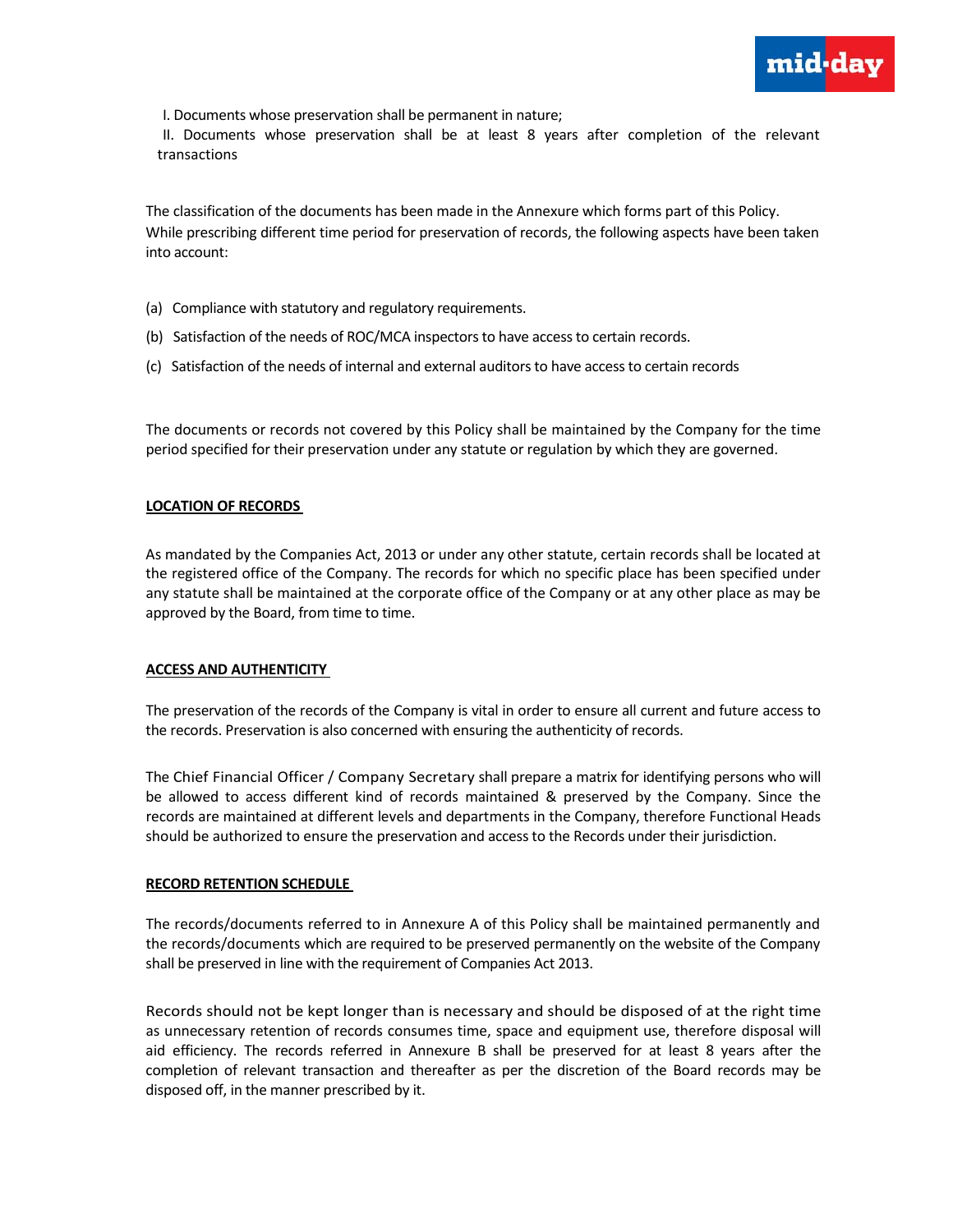I. Documents whose preservation shall be permanent in nature;

II. Documents whose preservation shall be at least 8 years after completion of the relevant transactions

The classification of the documents has been made in the Annexure which forms part of this Policy. While prescribing different time period for preservation of records, the following aspects have been taken into account:

(a) Compliance with statutory and regulatory requirements.

(b) Satisfaction of the needs of ROC/MCA inspectors to have access to certain records.

(c) Satisfaction of the needs of internal and external auditors to have access to certain records

The documents or records not covered by this Policy shall be maintained by the Company for the time period specified for their preservation under any statute or regulation by which they are governed.

**LOCATION OF RECORDS**

As mandated by the Companies Act, 2013 or under any other statute, certain records shall be located at the registered office of the Company. The records for which no specific place has been specified under any statute shall be maintained at the corporate office of the Company or at any other place as may be approved by the Board, from time to time.

**ACCESS AND AUTHENTICITY**

The preservation of the records of the Company is vital in order to ensure all current and future access to the records. Preservation is also concerned with ensuring the authenticity of records.

The Chief Financial Officer / Company Secretary shall prepare a matrix for identifying persons who will be allowed to access different kind of records maintained & preserved by the Company. Since the records are maintained at different levels and departments in the Company, therefore Functional Heads should be authorized to ensure the preservation and access to the Records under their jurisdiction.

**RECORD RETENTION SCHEDULE**

The records/documents referred to in Annexure A of this Policy shall be maintained permanently and the records/documents which are required to be preserved permanently on the website of the Company shall be preserved in line with the requirement of Companies Act 2013.

Records should not be kept longer than is necessary and should be disposed of at the right time as unnecessary retention of records consumes time, space and equipment use, therefore disposal will aid efficiency. The records referred in Annexure B shall be preserved for at least 8 years after the completion of relevant transaction and thereafter as per the discretion of the Board records may be disposed off, in the manner prescribed by it.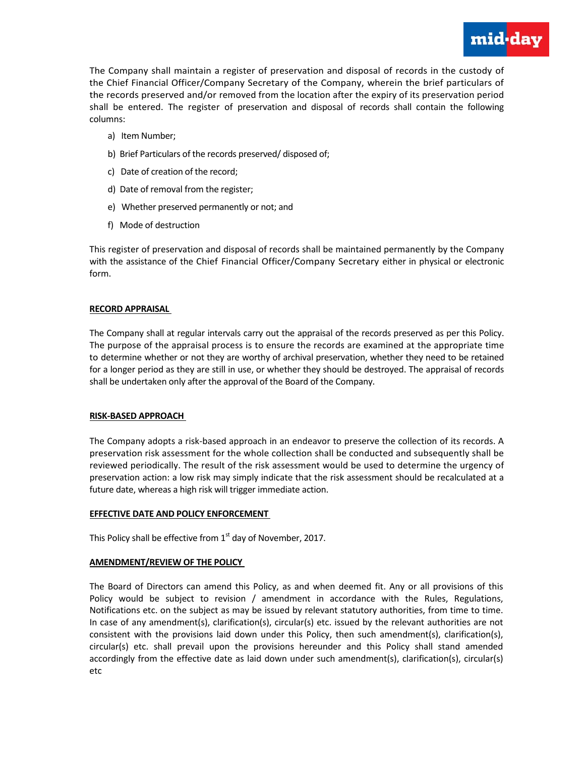The Company shall maintain a register of preservation and disposal of records in the custody of the Chief Financial Officer/Company Secretary of the Company, wherein the brief particulars of the records preserved and/or removed from the location after the expiry of its preservation period shall be entered. The register of preservation and disposal of records shall contain the following columns:

a) Item Number;

b) Brief Particulars of the records preserved/ disposed of;

c) Date of creation of the record;

d) Date of removal from the register;

e) Whether preserved permanently or not; and

f) Mode of destruction

This register of preservation and disposal of records shall be maintained permanently by the Company with the assistance of the Chief Financial Officer/Company Secretary either in physical or electronic form.

**RECORD APPRAISAL**

The Company shall at regular intervals carry out the appraisal of the records preserved as per this Policy. The purpose of the appraisal process is to ensure the records are examined at the appropriate time to determine whether or not they are worthy of archival preservation, whether they need to be retained for a longer period as they are still in use, or whether they should be destroyed. The appraisal of records shall be undertaken only after the approval of the Board of the Company.

**RISK-BASED APPROACH**

The Company adopts a risk-based approach in an endeavor to preserve the collection of its records. A preservation risk assessment for the whole collection shall be conducted and subsequently shall be reviewed periodically. The result of the risk assessment would be used to determine the urgency of preservation action: a low risk may simply indicate that the risk assessment should be recalculated at a future date, whereas a high risk will trigger immediate action.

**EFFECTIVE DATE AND POLICY ENFORCEMENT**

This Policy shall be effective from 1st day of November, 2017.

**AMENDMENT/REVIEW OF THE POLICY**

The Board of Directors can amend this Policy, as and when deemed fit. Any or all provisions of this Policy would be subject to revision / amendment in accordance with the Rules, Regulations, Notifications etc. on the subject as may be issued by relevant statutory authorities, from time to time. In case of any amendment(s), clarification(s), circular(s) etc. issued by the relevant authorities are not consistent with the provisions laid down under this Policy, then such amendment(s), clarification(s), circular(s) etc. shall prevail upon the provisions hereunder and this Policy shall stand amended accordingly from the effective date as laid down under such amendment(s), clarification(s), circular(s) etc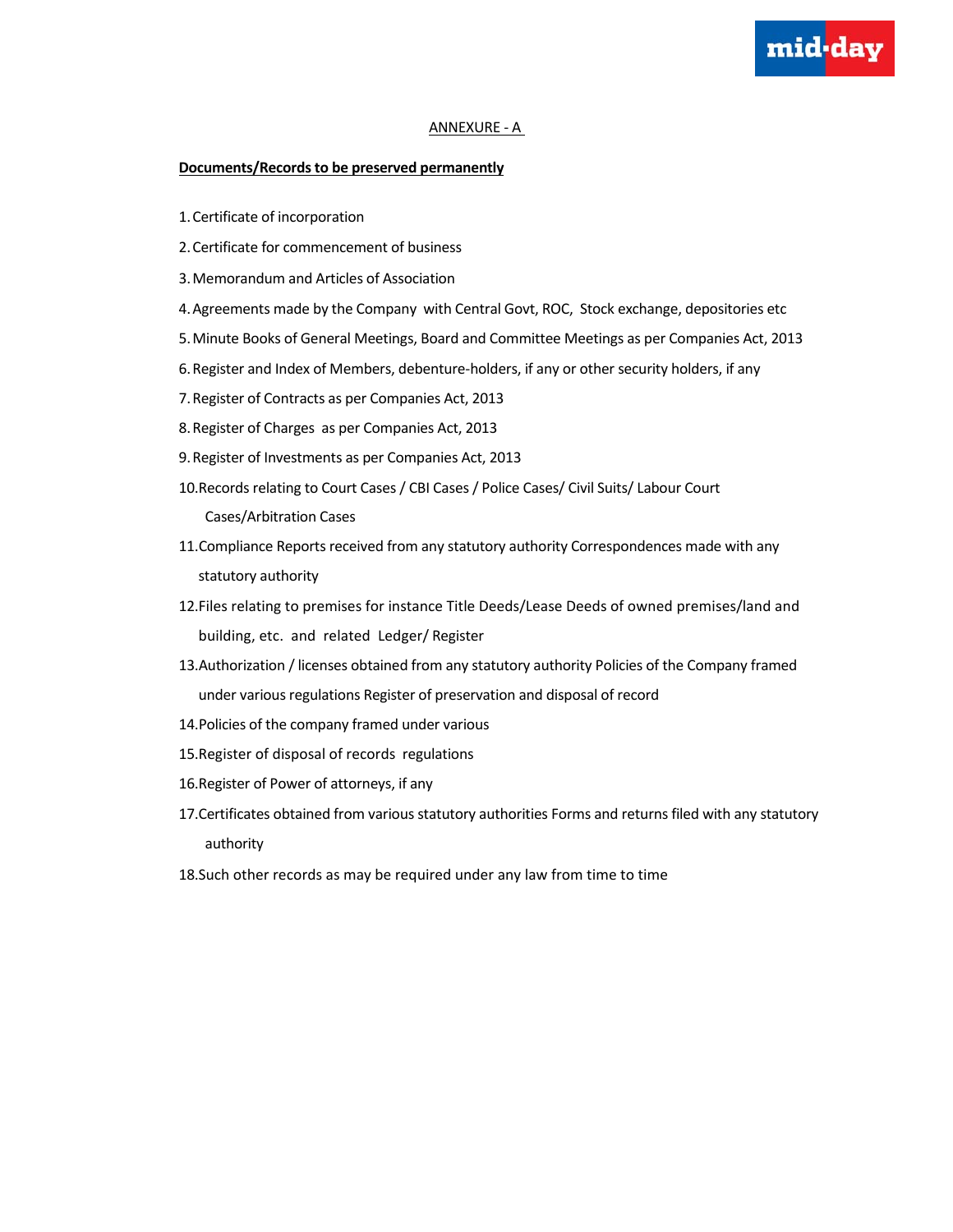ANNEXURE - A

**Documents/Records to be preserved permanently**

1. Certificate of incorporation
2. Certificate for commencement of business
3. Memorandum and Articles of Association
4. Agreements made by the Company with Central Govt, ROC, Stock exchange, depositories etc
5. Minute Books of General Meetings, Board and Committee Meetings as per Companies Act, 2013
6. Register and Index of Members, debenture-holders, if any or other security holders, if any
7. Register of Contracts as per Companies Act, 2013
8. Register of Charges as per Companies Act, 2013
9. Register of Investments as per Companies Act, 2013
10. Records relating to Court Cases / CBI Cases / Police Cases/ Civil Suits/ Labour Court Cases/Arbitration Cases
11. Compliance Reports received from any statutory authority Correspondences made with any statutory authority
12. Files relating to premises for instance Title Deeds/Lease Deeds of owned premises/land and building, etc. and related Ledger/ Register
13. Authorization / licenses obtained from any statutory authority Policies of the Company framed under various regulations Register of preservation and disposal of record
14. Policies of the company framed under various
15. Register of disposal of records regulations
16. Register of Power of attorneys, if any
17. Certificates obtained from various statutory authorities Forms and returns filed with any statutory authority
18. Such other records as may be required under any law from time to time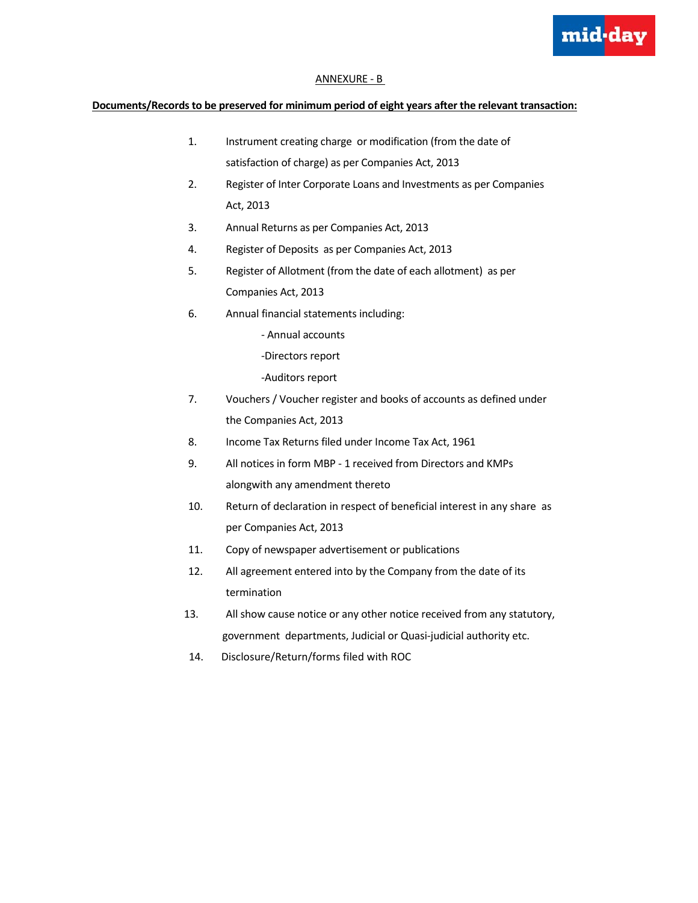## ANNEXURE - B

**Documents/Records to be preserved for minimum period of eight years after the relevant transaction:**

1. Instrument creating charge or modification (from the date of satisfaction of charge) as per Companies Act, 2013
2. Register of Inter Corporate Loans and Investments as per Companies Act, 2013
3. Annual Returns as per Companies Act, 2013
4. Register of Deposits as per Companies Act, 2013
5. Register of Allotment (from the date of each allotment) as per Companies Act, 2013
6. Annual financial statements including:
   - Annual accounts
   - Directors report
   - Auditors report
7. Vouchers / Voucher register and books of accounts as defined under the Companies Act, 2013
8. Income Tax Returns filed under Income Tax Act, 1961
9. All notices in form MBP - 1 received from Directors and KMPs alongwith any amendment thereto
10. Return of declaration in respect of beneficial interest in any share as per Companies Act, 2013
11. Copy of newspaper advertisement or publications
12. All agreement entered into by the Company from the date of its termination
13. All show cause notice or any other notice received from any statutory, government departments, Judicial or Quasi-judicial authority etc.
14. Disclosure/Return/forms filed with ROC